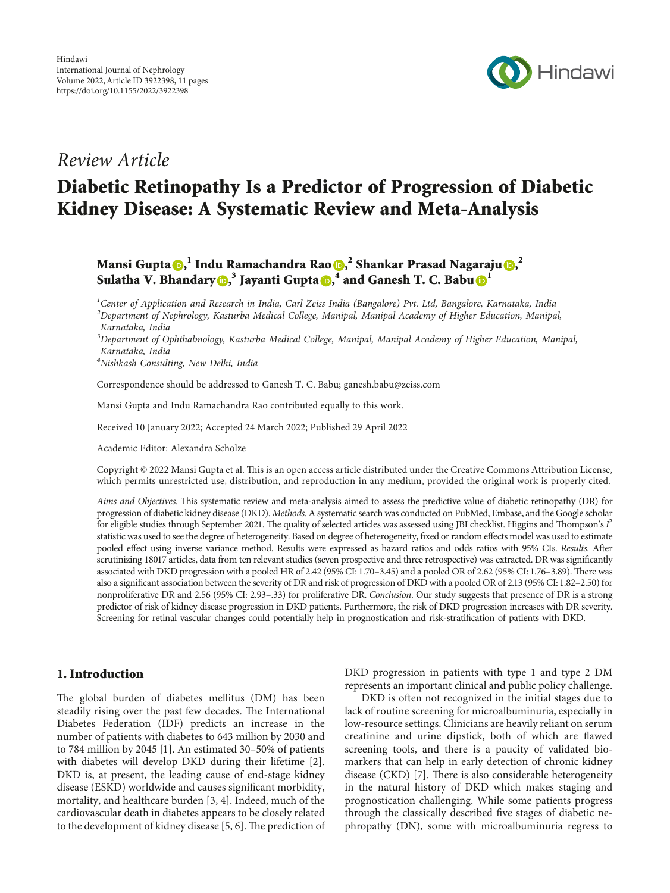## Review Article

# Diabetic Retinopathy Is a Predictor of Progression of Diabetic Kidney Disease: A Systematic Review and Meta-Analysis

**Mansi Gupta**,[1] **Indu Ramachandra Rao**,[2] **Shankar Prasad Nagaraju**,[2] **Sulatha V. Bhandary**,[3] **Jayanti Gupta**,[4] **and Ganesh T. C. Babu**[1]

[1]*Center of Application and Research in India, Carl Zeiss India (Bangalore) Pvt. Ltd, Bangalore, Karnataka, India*
[2]*Department of Nephrology, Kasturba Medical College, Manipal, Manipal Academy of Higher Education, Manipal, Karnataka, India*
[3]*Department of Ophthalmology, Kasturba Medical College, Manipal, Manipal Academy of Higher Education, Manipal, Karnataka, India*
[4]*Nishkash Consulting, New Delhi, India*

Correspondence should be addressed to Ganesh T. C. Babu; ganesh.babu@zeiss.com

Mansi Gupta and Indu Ramachandra Rao contributed equally to this work.

Received 10 January 2022; Accepted 24 March 2022; Published 29 April 2022

Academic Editor: Alexandra Scholze

Copyright © 2022 Mansi Gupta et al. This is an open access article distributed under the Creative Commons Attribution License, which permits unrestricted use, distribution, and reproduction in any medium, provided the original work is properly cited.

*Aims and Objectives*. This systematic review and meta-analysis aimed to assess the predictive value of diabetic retinopathy (DR) for progression of diabetic kidney disease (DKD). *Methods*. A systematic search was conducted on PubMed, Embase, and the Google scholar for eligible studies through September 2021. The quality of selected articles was assessed using JBI checklist. Higgins and Thompson's $I^2$ statistic was used to see the degree of heterogeneity. Based on degree of heterogeneity, fixed or random effects model was used to estimate pooled effect using inverse variance method. Results were expressed as hazard ratios and odds ratios with 95% CIs. *Results*. After scrutinizing 18017 articles, data from ten relevant studies (seven prospective and three retrospective) was extracted. DR was significantly associated with DKD progression with a pooled HR of 2.42 (95% CI: 1.70–3.45) and a pooled OR of 2.62 (95% CI: 1.76–3.89). There was also a significant association between the severity of DR and risk of progression of DKD with a pooled OR of 2.13 (95% CI: 1.82–2.50) for nonproliferative DR and 2.56 (95% CI: 2.93–.33) for proliferative DR. *Conclusion*. Our study suggests that presence of DR is a strong predictor of risk of kidney disease progression in DKD patients. Furthermore, the risk of DKD progression increases with DR severity. Screening for retinal vascular changes could potentially help in prognostication and risk-stratification of patients with DKD.

## 1. Introduction

The global burden of diabetes mellitus (DM) has been steadily rising over the past few decades. The International Diabetes Federation (IDF) predicts an increase in the number of patients with diabetes to 643 million by 2030 and to 784 million by 2045 [1]. An estimated 30–50% of patients with diabetes will develop DKD during their lifetime [2]. DKD is, at present, the leading cause of end-stage kidney disease (ESKD) worldwide and causes significant morbidity, mortality, and healthcare burden [3, 4]. Indeed, much of the cardiovascular death in diabetes appears to be closely related to the development of kidney disease [5, 6]. The prediction of DKD progression in patients with type 1 and type 2 DM represents an important clinical and public policy challenge.

DKD is often not recognized in the initial stages due to lack of routine screening for microalbuminuria, especially in low-resource settings. Clinicians are heavily reliant on serum creatinine and urine dipstick, both of which are flawed screening tools, and there is a paucity of validated biomarkers that can help in early detection of chronic kidney disease (CKD) [7]. There is also considerable heterogeneity in the natural history of DKD which makes staging and prognostication challenging. While some patients progress through the classically described five stages of diabetic nephropathy (DN), some with microalbuminuria regress to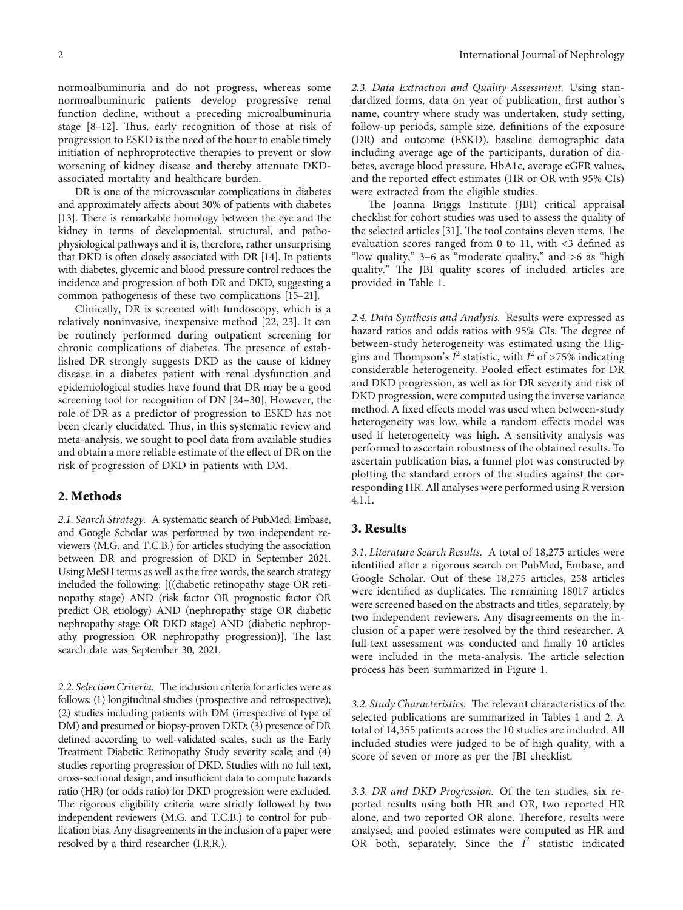normoalbuminuria and do not progress, whereas some normoalbuminuric patients develop progressive renal function decline, without a preceding microalbuminuria stage [8–12]. Thus, early recognition of those at risk of progression to ESKD is the need of the hour to enable timely initiation of nephroprotective therapies to prevent or slow worsening of kidney disease and thereby attenuate DKD-associated mortality and healthcare burden.

DR is one of the microvascular complications in diabetes and approximately affects about 30% of patients with diabetes [13]. There is remarkable homology between the eye and the kidney in terms of developmental, structural, and pathophysiological pathways and it is, therefore, rather unsurprising that DKD is often closely associated with DR [14]. In patients with diabetes, glycemic and blood pressure control reduces the incidence and progression of both DR and DKD, suggesting a common pathogenesis of these two complications [15–21].

Clinically, DR is screened with fundoscopy, which is a relatively noninvasive, inexpensive method [22, 23]. It can be routinely performed during outpatient screening for chronic complications of diabetes. The presence of established DR strongly suggests DKD as the cause of kidney disease in a diabetes patient with renal dysfunction and epidemiological studies have found that DR may be a good screening tool for recognition of DN [24–30]. However, the role of DR as a predictor of progression to ESKD has not been clearly elucidated. Thus, in this systematic review and meta-analysis, we sought to pool data from available studies and obtain a more reliable estimate of the effect of DR on the risk of progression of DKD in patients with DM.

## 2. Methods

*2.1. Search Strategy.* A systematic search of PubMed, Embase, and Google Scholar was performed by two independent reviewers (M.G. and T.C.B.) for articles studying the association between DR and progression of DKD in September 2021. Using MeSH terms as well as the free words, the search strategy included the following: [((diabetic retinopathy stage OR retinopathy stage) AND (risk factor OR prognostic factor OR predict OR etiology) AND (nephropathy stage OR diabetic nephropathy stage OR DKD stage) AND (diabetic nephropathy progression OR nephropathy progression))]. The last search date was September 30, 2021.

*2.2. Selection Criteria.* The inclusion criteria for articles were as follows: (1) longitudinal studies (prospective and retrospective); (2) studies including patients with DM (irrespective of type of DM) and presumed or biopsy-proven DKD; (3) presence of DR defined according to well-validated scales, such as the Early Treatment Diabetic Retinopathy Study severity scale; and (4) studies reporting progression of DKD. Studies with no full text, cross-sectional design, and insufficient data to compute hazards ratio (HR) (or odds ratio) for DKD progression were excluded. The rigorous eligibility criteria were strictly followed by two independent reviewers (M.G. and T.C.B.) to control for publication bias. Any disagreements in the inclusion of a paper were resolved by a third researcher (I.R.R.).

*2.3. Data Extraction and Quality Assessment.* Using standardized forms, data on year of publication, first author's name, country where study was undertaken, study setting, follow-up periods, sample size, definitions of the exposure (DR) and outcome (ESKD), baseline demographic data including average age of the participants, duration of diabetes, average blood pressure, HbA1c, average eGFR values, and the reported effect estimates (HR or OR with 95% CIs) were extracted from the eligible studies.

The Joanna Briggs Institute (JBI) critical appraisal checklist for cohort studies was used to assess the quality of the selected articles [31]. The tool contains eleven items. The evaluation scores ranged from 0 to 11, with <3 defined as "low quality," 3–6 as "moderate quality," and >6 as "high quality." The JBI quality scores of included articles are provided in Table 1.

*2.4. Data Synthesis and Analysis.* Results were expressed as hazard ratios and odds ratios with 95% CIs. The degree of between-study heterogeneity was estimated using the Higgins and Thompson's $I^2$ statistic, with $I^2$ of >75% indicating considerable heterogeneity. Pooled effect estimates for DR and DKD progression, as well as for DR severity and risk of DKD progression, were computed using the inverse variance method. A fixed effects model was used when between-study heterogeneity was low, while a random effects model was used if heterogeneity was high. A sensitivity analysis was performed to ascertain robustness of the obtained results. To ascertain publication bias, a funnel plot was constructed by plotting the standard errors of the studies against the corresponding HR. All analyses were performed using R version 4.1.1.

## 3. Results

*3.1. Literature Search Results.* A total of 18,275 articles were identified after a rigorous search on PubMed, Embase, and Google Scholar. Out of these 18,275 articles, 258 articles were identified as duplicates. The remaining 18017 articles were screened based on the abstracts and titles, separately, by two independent reviewers. Any disagreements on the inclusion of a paper were resolved by the third researcher. A full-text assessment was conducted and finally 10 articles were included in the meta-analysis. The article selection process has been summarized in Figure 1.

*3.2. Study Characteristics.* The relevant characteristics of the selected publications are summarized in Tables 1 and 2. A total of 14,355 patients across the 10 studies are included. All included studies were judged to be of high quality, with a score of seven or more as per the JBI checklist.

*3.3. DR and DKD Progression.* Of the ten studies, six reported results using both HR and OR, two reported HR alone, and two reported OR alone. Therefore, results were analysed, and pooled estimates were computed as HR and OR both, separately. Since the $I^2$ statistic indicated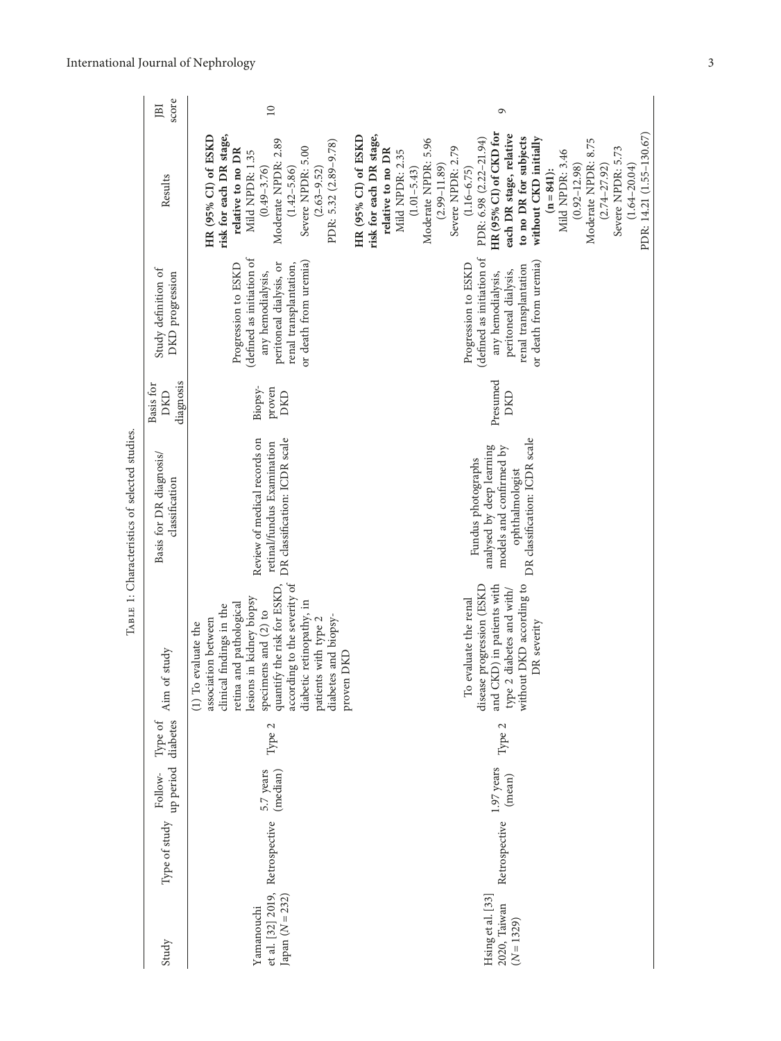Table 1: Characteristics of selected studies.

| Study | Type of study | Follow-up period | Type of diabetes | Aim of study | Basis for DR diagnosis/classification | Basis for DKD diagnosis | Study definition of DKD progression | Results | JBI score |
|---|---|---|---|---|---|---|---|---|---|
| Yamanouchi et al. [32] 2019, Japan (N = 232) | Retrospective | 5.7 years (median) | Type 2 | (1) To evaluate the association between clinical findings in the retina and pathological lesions in kidney biopsy specimens and (2) to quantify the risk for ESKD, according to the severity of diabetic retinopathy, in patients with type 2 diabetes and biopsy-proven DKD | Review of medical records on retinal/fundus Examination DR classification: ICDR scale | Biopsy-proven DKD | Progression to ESKD (defined as initiation of any hemodialysis, peritoneal dialysis, or renal transplantation, or death from uremia) | **HR (95% CI) of ESKD risk for each DR stage, relative to no DR** Mild NPDR: 1.35 (0.49–3.76) Moderate NPDR: 2.89 (1.42–5.86) Severe NPDR: 5.00 (2.63–9.52) PDR: 5.32 (2.89–9.78) | 10 |
| Hsing et al. [33] 2020, Taiwan (N = 1329) | Retrospective | 1.97 years (mean) | Type 2 | To evaluate the renal disease progression (ESKD and CKD) in patients with type 2 diabetes and with/without DKD according to DR severity | Fundus photographs analysed by deep learning models and confirmed by ophthalmologist DR classification: ICDR scale | Presumed DKD | Progression to ESKD (defined as initiation of any hemodialysis, peritoneal dialysis, renal transplantation or death from uremia) | **HR (95% CI) of ESKD risk for each DR stage, relative to no DR** Mild NPDR: 2.35 (1.01–5.43) Moderate NPDR: 5.96 (2.99–11.89) Severe NPDR: 2.79 (1.16–6.75) PDR: 6.98 (2.22–21.94) **HR (95% CI) of CKD for each DR stage, relative to no DR for subjects without CKD initially (n = 841):** Mild NPDR: 3.46 (0.92–12.98) Moderate NPDR: 8.75 (2.74–27.92) Severe NPDR: 5.73 (1.64–20.04) PDR: 14.21 (1.55–130.67) | 9 |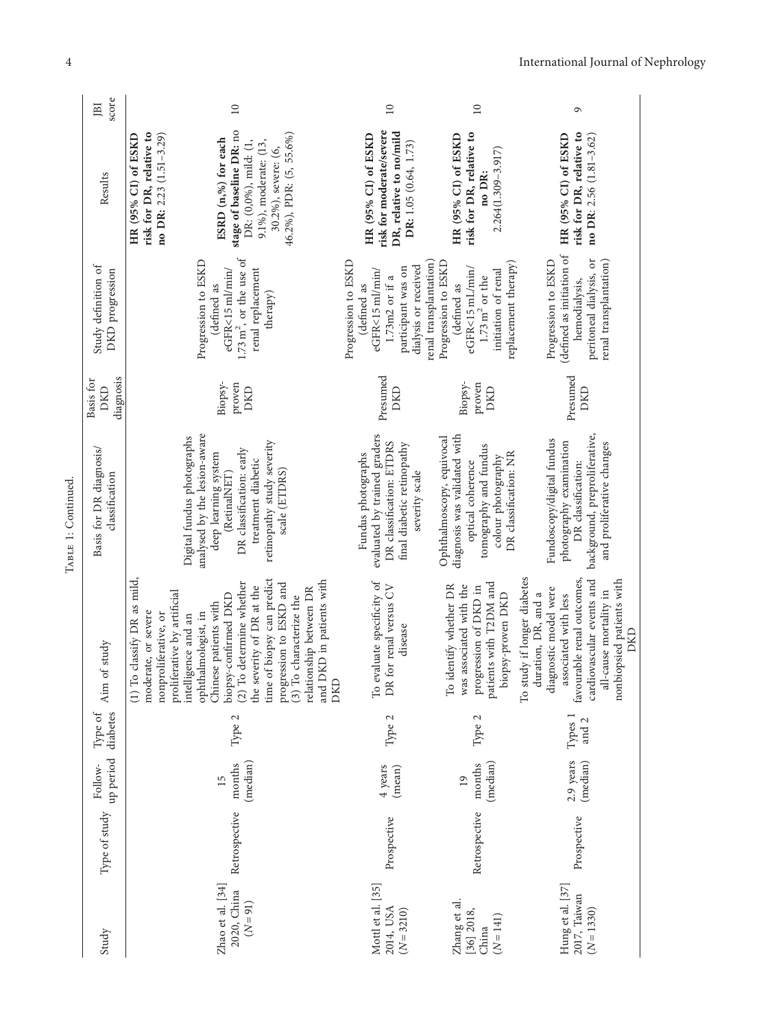Table 1: Continued.

| Study | Type of study | Follow-up period | Type of diabetes | Aim of study | Basis for DR diagnosis/classification | Basis for DKD diagnosis | Study definition of DKD progression | Results | JBI score |
|---|---|---|---|---|---|---|---|---|---|
| Zhao et al. [34] 2020, China ($N = 91$) | Retrospective | 15 months (median) | Type 2 | (1) To classify DR as mild, moderate, or severe nonproliferative, or proliferative by artificial intelligence and an ophthalmologist, in Chinese patients with biopsy-confirmed DKD (2) To determine whether the severity of DR at the time of biopsy can predict progression to ESKD and (3) To characterize the relationship between DR and DKD in patients with DKD | Digital fundus photographs analysed by the lesion-aware deep learning system (RetinalNET) DR classification: early treatment diabetic retinopathy study severity scale (ETDRS) | Biopsy-proven DKD | Progression to ESKD (defined as eGFR<15 ml/min/1.73 m$^2$, or the use of renal replacement therapy) | **HR (95% CI) of ESKD risk for DR, relative to no DR:** 2.23 (1.51–3.29) **ESRD (n,%) for each stage of baseline DR:** no DR: (0,0%), mild: (1, 9.1%), moderate: (13, 30.2%), severe: (6, 46.2%), PDR: (5, 55.6%) | 10 |
| Mottl et al. [35] 2014, USA ($N = 3210$) | Prospective | 4 years (mean) | Type 2 | To evaluate specificity of DR for renal versus CV disease | Fundus photographs evaluated by trained graders DR classification: ETDRS final diabetic retinopathy severity scale | Presumed DKD | Progression to ESKD (defined as eGFR<15 ml/min/1.73m2 or if a participant was on dialysis or received renal transplantation) | **HR (95% CI) of ESKD risk for moderate/severe DR, relative to no/mild DR:** 1.05 (0.64, 1.73) | 10 |
| Zhang et al. [36] 2018, China ($N = 141$) | Retrospective | 19 months (median) | Type 2 | To identify whether DR was associated with the progression of DKD in patients with T2DM and biopsy-proven DKD | Ophthalmoscopy, equivocal diagnosis was validated with optical coherence tomography and fundus colour photography DR classification: NR | Biopsy-proven DKD | Progression to ESKD (defined as eGFR<15 mL/min/1.73 m$^2$ or the initiation of renal replacement therapy) | **HR (95% CI) of ESKD risk for DR, relative to no DR:** 2.264(1.309–3.917) | 10 |
| Hung et al. [37] 2017, Taiwan ($N = 1330$) | Prospective | 2.9 years (median) | Types 1 and 2 | To study if longer diabetes duration, DR, and a diagnostic model were associated with less favourable renal outcomes, cardiovascular events and all-cause mortality in nonbiopsied patients with DKD | Fundoscopy/digital fundus photography examination DR classification: background, preproliferative, and proliferative changes | Presumed DKD | Progression to ESKD (defined as initiation of hemodialysis, peritoneal dialysis, or renal transplantation) | **HR (95% CI) of ESKD risk for DR, relative to no DR:** 2.56 (1.81–3.62) | 9 |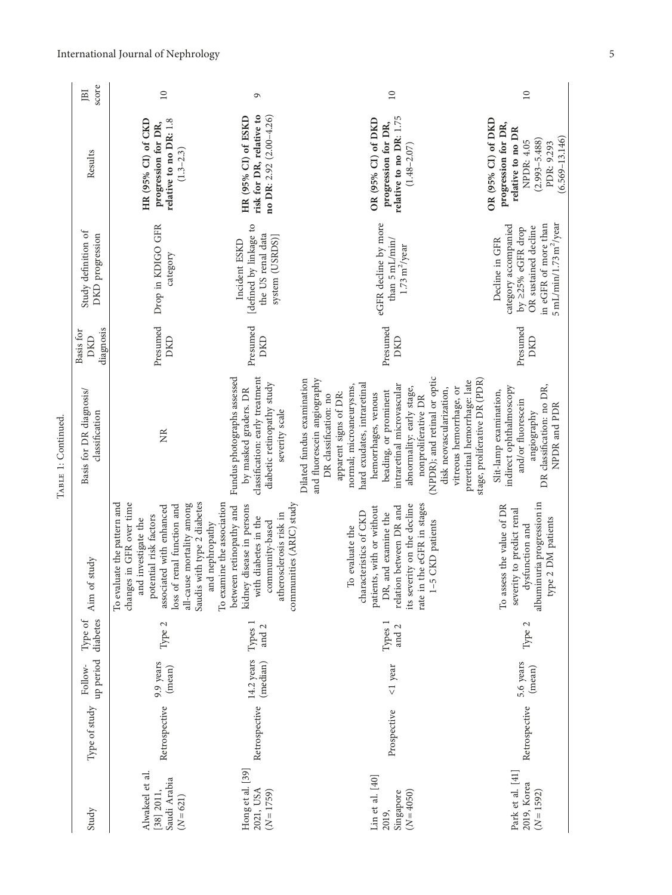Table 1: Continued.

| Study | Type of study | Follow-up period | Type of diabetes | Aim of study | Basis for DR diagnosis/classification | Basis for DKD diagnosis | Study definition of DKD progression | Results | JBI score |
|---|---|---|---|---|---|---|---|---|---|
| Alwakeel et al. [38] 2011, Saudi Arabia ($N = 621$) | Retrospective | 9.9 years (mean) | Type 2 | To evaluate the pattern and changes in GFR over time and investigate the potential risk factors associated with enhanced loss of renal function and all-cause mortality among Saudis with type 2 diabetes and nephropathy | NR | Presumed DKD | Drop in KDIGO GFR category | **HR (95% CI) of CKD progression for DR, relative to no DR**: 1.8 (1.3–2.3) | 10 |
| Hong et al. [39] 2021, USA ($N = 1759$) | Retrospective | 14.2 years (median) | Types 1 and 2 | To examine the association between retinopathy and kidney disease in persons with diabetes in the community-based atherosclerosis risk in communities (ARIC) study | Fundus photographs assessed by masked graders. DR classification: early treatment diabetic retinopathy study severity scale | Presumed DKD | Incident ESKD [defined by linkage to the US renal data system (USRDS)] | **HR (95% CI) of ESKD risk for DR, relative to no DR**: 2.92 (2.00–4.26) | 9 |
| Lin et al. [40] 2019, Singapore ($N = 4050$) | Prospective | <1 year | Types 1 and 2 | To evaluate the characteristics of CKD patients, with or without DR, and examine the relation between DR and its severity on the decline rate in the eGFR in stages 1–5 CKD patients | Dilated fundus examination and fluorescein angiography DR classification: no apparent signs of DR: normal; microaneurysms, hard exudates, intraretinal hemorrhages, venous beading, or prominent intraretinal microvascular abnormality: early stage, nonproliferative DR (NPDR); and retinal or optic disk neovascularization, vitreous hemorrhage, or preretinal hemorrhage: late stage, proliferative DR (PDR) | Presumed DKD | eGFR decline by more than 5 mL/min/1.73 $m^2$/year | **OR (95% CI) of DKD progression for DR, relative to no DR**: 1.75 (1.48–2.07) | 10 |
| Park et al. [41] 2019, Korea ($N = 1592$) | Retrospective | 5.6 years (mean) | Type 2 | To assess the value of DR severity to predict renal dysfunction and albuminuria progression in type 2 DM patients | Slit-lamp examination, indirect ophthalmoscopy and/or fluorescein angiography DR classification: no DR, NPDR and PDR | Presumed DKD | Decline in GFR category accompanied by ≥25% eGFR drop OR sustained decline in eGFR of more than 5 mL/min/1.73 $m^2$/year | **OR (95% CI) of DKD progression for DR, relative to no DR** NPDR: 4.05 (2.993–5.488) PDR: 9.293 (6.569–13.146) | 10 |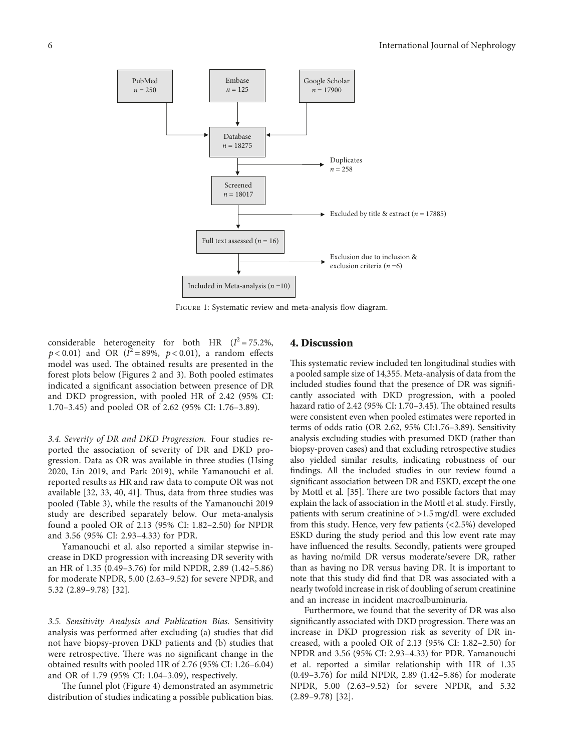PubMed
$n = 250$

Embase
$n = 125$

Google Scholar
$n = 17900$

Database
$n = 18275$

Duplicates
$n = 258$

Screened
$n = 18017$

Excluded by title & extract ($n = 17885$)

Full text assessed ($n = 16$)

Exclusion due to inclusion & exclusion criteria ($n = 6$)

Included in Meta-analysis ($n = 10$)

Figure 1: Systematic review and meta-analysis flow diagram.

considerable heterogeneity for both HR ($I^2 = 75.2\%$, $p < 0.01$) and OR ($I^2 = 89\%$, $p < 0.01$), a random effects model was used. The obtained results are presented in the forest plots below (Figures 2 and 3). Both pooled estimates indicated a significant association between presence of DR and DKD progression, with pooled HR of 2.42 (95% CI: 1.70–3.45) and pooled OR of 2.62 (95% CI: 1.76–3.89).

*3.4. Severity of DR and DKD Progression.* Four studies reported the association of severity of DR and DKD progression. Data as OR was available in three studies (Hsing 2020, Lin 2019, and Park 2019), while Yamanouchi et al. reported results as HR and raw data to compute OR was not available [32, 33, 40, 41]. Thus, data from three studies was pooled (Table 3), while the results of the Yamanouchi 2019 study are described separately below. Our meta-analysis found a pooled OR of 2.13 (95% CI: 1.82–2.50) for NPDR and 3.56 (95% CI: 2.93–4.33) for PDR.

Yamanouchi et al. also reported a similar stepwise increase in DKD progression with increasing DR severity with an HR of 1.35 (0.49–3.76) for mild NPDR, 2.89 (1.42–5.86) for moderate NPDR, 5.00 (2.63–9.52) for severe NPDR, and 5.32 (2.89–9.78) [32].

*3.5. Sensitivity Analysis and Publication Bias.* Sensitivity analysis was performed after excluding (a) studies that did not have biopsy-proven DKD patients and (b) studies that were retrospective. There was no significant change in the obtained results with pooled HR of 2.76 (95% CI: 1.26–6.04) and OR of 1.79 (95% CI: 1.04–3.09), respectively.

The funnel plot (Figure 4) demonstrated an asymmetric distribution of studies indicating a possible publication bias.

## 4. Discussion

This systematic review included ten longitudinal studies with a pooled sample size of 14,355. Meta-analysis of data from the included studies found that the presence of DR was significantly associated with DKD progression, with a pooled hazard ratio of 2.42 (95% CI: 1.70–3.45). The obtained results were consistent even when pooled estimates were reported in terms of odds ratio (OR 2.62, 95% CI:1.76–3.89). Sensitivity analysis excluding studies with presumed DKD (rather than biopsy-proven cases) and that excluding retrospective studies also yielded similar results, indicating robustness of our findings. All the included studies in our review found a significant association between DR and ESKD, except the one by Mottl et al. [35]. There are two possible factors that may explain the lack of association in the Mottl et al. study. Firstly, patients with serum creatinine of >1.5 mg/dL were excluded from this study. Hence, very few patients (<2.5%) developed ESKD during the study period and this low event rate may have influenced the results. Secondly, patients were grouped as having no/mild DR versus moderate/severe DR, rather than as having no DR versus having DR. It is important to note that this study did find that DR was associated with a nearly twofold increase in risk of doubling of serum creatinine and an increase in incident macroalbuminuria.

Furthermore, we found that the severity of DR was also significantly associated with DKD progression. There was an increase in DKD progression risk as severity of DR increased, with a pooled OR of 2.13 (95% CI: 1.82–2.50) for NPDR and 3.56 (95% CI: 2.93–4.33) for PDR. Yamanouchi et al. reported a similar relationship with HR of 1.35 (0.49–3.76) for mild NPDR, 2.89 (1.42–5.86) for moderate NPDR, 5.00 (2.63–9.52) for severe NPDR, and 5.32 (2.89–9.78) [32].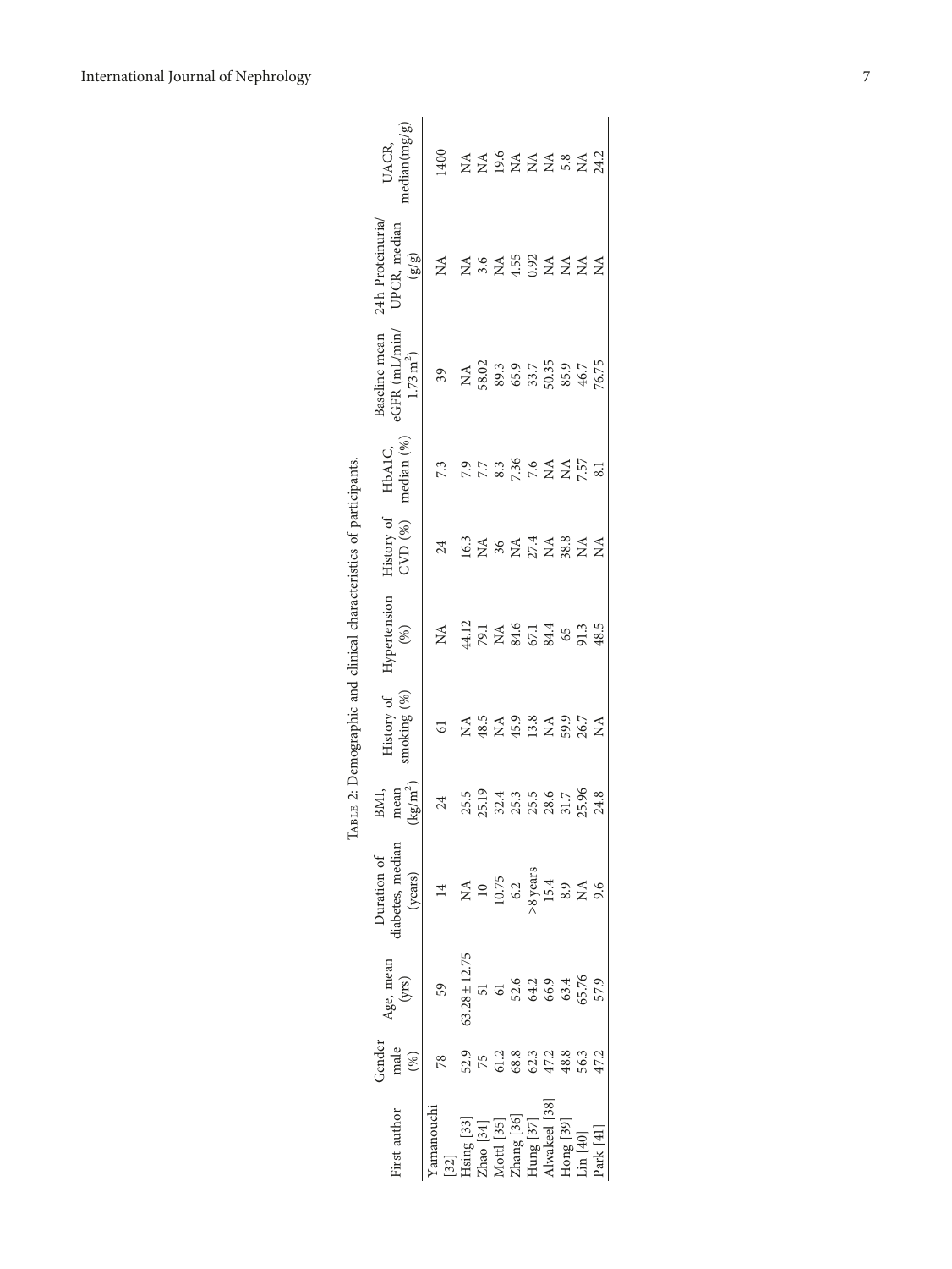Table 2: Demographic and clinical characteristics of participants.

| First author | Gender male (%) | Age, mean (yrs) | Duration of diabetes, median (years) | BMI, mean (kg/m$^2$) | History of smoking (%) | Hypertension (%) | History of CVD (%) | HbA1C, median (%) | Baseline mean eGFR (mL/min/1.73 m$^2$) | 24 h Proteinuria/ UPCR, median (g/g) | UACR, median (mg/g) |
|---|---|---|---|---|---|---|---|---|---|---|---|
| Yamanouchi [32] | 78 | 59 | 14 | 24 | 61 | NA | 24 | 7.3 | 39 | NA | 1400 |
| Hsing [33] | 52.9 | 63.28 ± 12.75 | NA | 25.5 | NA | 44.12 | 16.3 | 7.9 | NA | NA | NA |
| Zhao [34] | 75 | 51 | 10 | 25.19 | 48.5 | 79.1 | NA | 7.7 | 58.02 | 3.6 | NA |
| Mottl [35] | 61.2 | 61 | 10.75 | 32.4 | NA | NA | 36 | 8.3 | 89.3 | NA | 19.6 |
| Zhang [36] | 68.8 | 52.6 | 6.2 | 25.3 | 45.9 | 84.6 | NA | 7.36 | 65.9 | 4.55 | NA |
| Hung [37] | 62.3 | 64.2 | >8 years | 25.5 | 13.8 | 67.1 | 27.4 | 7.6 | 33.7 | 0.92 | NA |
| Alwakeel [38] | 47.2 | 66.9 | 15.4 | 28.6 | NA | 84.4 | NA | NA | 50.35 | NA | NA |
| Hong [39] | 48.8 | 63.4 | 8.9 | 31.7 | 59.9 | 65 | 38.8 | NA | 85.9 | NA | 5.8 |
| Lin [40] | 56.3 | 65.76 | NA | 25.96 | 26.7 | 91.3 | NA | 7.57 | 46.7 | NA | NA |
| Park [41] | 47.2 | 57.9 | 9.6 | 24.8 | NA | 48.5 | NA | 8.1 | 76.75 | NA | 24.2 |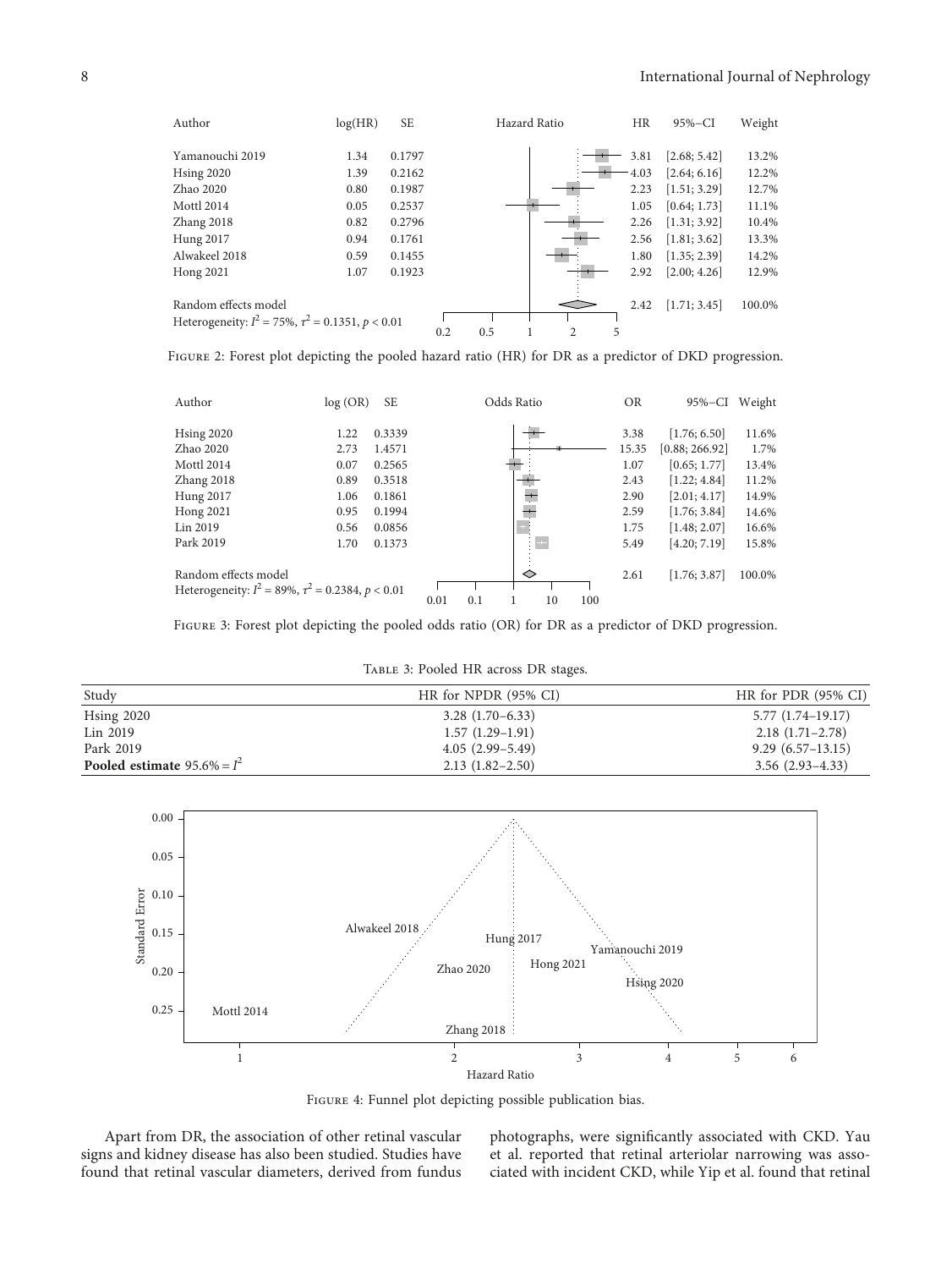| Author | log(HR) | SE | HR | 95%−CI | Weight |
|---|---|---|---|---|---|
| Yamanouchi 2019 | 1.34 | 0.1797 | 3.81 | [2.68; 5.42] | 13.2% |
| Hsing 2020 | 1.39 | 0.2162 | 4.03 | [2.64; 6.16] | 12.2% |
| Zhao 2020 | 0.80 | 0.1987 | 2.23 | [1.51; 3.29] | 12.7% |
| Mottl 2014 | 0.05 | 0.2537 | 1.05 | [0.64; 1.73] | 11.1% |
| Zhang 2018 | 0.82 | 0.2796 | 2.26 | [1.31; 3.92] | 10.4% |
| Hung 2017 | 0.94 | 0.1761 | 2.56 | [1.81; 3.62] | 13.3% |
| Alwakeel 2018 | 0.59 | 0.1455 | 1.80 | [1.35; 2.39] | 14.2% |
| Hong 2021 | 1.07 | 0.1923 | 2.92 | [2.00; 4.26] | 12.9% |
| Random effects model | | | 2.42 | [1.71; 3.45] | 100.0% |

Heterogeneity: $I^2 = 75\%$, $\tau^2 = 0.1351$, $p < 0.01$

Figure 2: Forest plot depicting the pooled hazard ratio (HR) for DR as a predictor of DKD progression.

| Author | log (OR) | SE | OR | 95%−CI | Weight |
|---|---|---|---|---|---|
| Hsing 2020 | 1.22 | 0.3339 | 3.38 | [1.76; 6.50] | 11.6% |
| Zhao 2020 | 2.73 | 1.4571 | 15.35 | [0.88; 266.92] | 1.7% |
| Mottl 2014 | 0.07 | 0.2565 | 1.07 | [0.65; 1.77] | 13.4% |
| Zhang 2018 | 0.89 | 0.3518 | 2.43 | [1.22; 4.84] | 11.2% |
| Hung 2017 | 1.06 | 0.1861 | 2.90 | [2.01; 4.17] | 14.9% |
| Hong 2021 | 0.95 | 0.1994 | 2.59 | [1.76; 3.84] | 14.6% |
| Lin 2019 | 0.56 | 0.0856 | 1.75 | [1.48; 2.07] | 16.6% |
| Park 2019 | 1.70 | 0.1373 | 5.49 | [4.20; 7.19] | 15.8% |
| Random effects model | | | 2.61 | [1.76; 3.87] | 100.0% |

Heterogeneity: $I^2 = 89\%$, $\tau^2 = 0.2384$, $p < 0.01$

Figure 3: Forest plot depicting the pooled odds ratio (OR) for DR as a predictor of DKD progression.

Table 3: Pooled HR across DR stages.

| Study | HR for NPDR (95% CI) | HR for PDR (95% CI) |
|---|---|---|
| Hsing 2020 | 3.28 (1.70–6.33) | 5.77 (1.74–19.17) |
| Lin 2019 | 1.57 (1.29–1.91) | 2.18 (1.71–2.78) |
| Park 2019 | 4.05 (2.99–5.49) | 9.29 (6.57–13.15) |
| **Pooled estimate** $95.6\% = I^2$ | 2.13 (1.82–2.50) | 3.56 (2.93–4.33) |

Figure 4: Funnel plot depicting possible publication bias.

Apart from DR, the association of other retinal vascular signs and kidney disease has also been studied. Studies have found that retinal vascular diameters, derived from fundus photographs, were significantly associated with CKD. Yau et al. reported that retinal arteriolar narrowing was associated with incident CKD, while Yip et al. found that retinal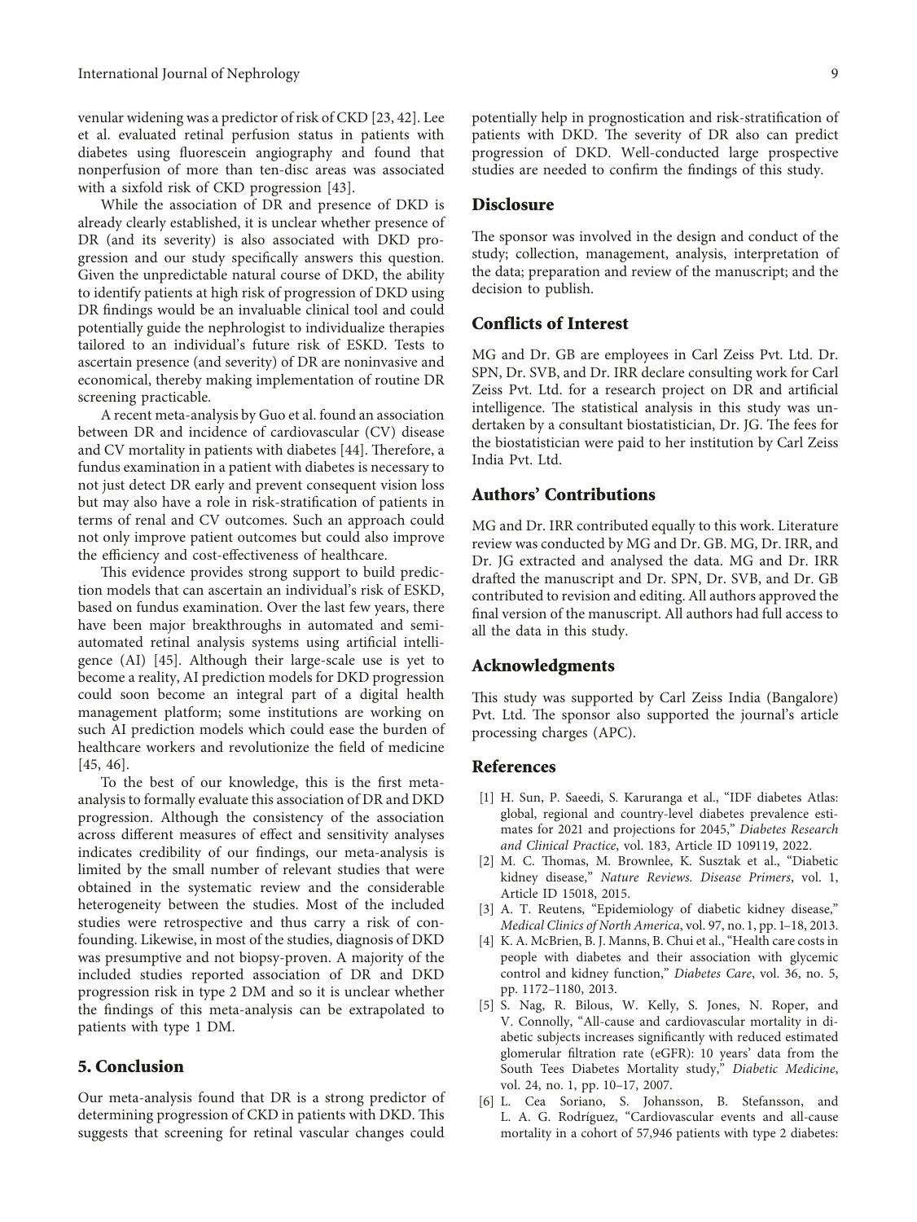venular widening was a predictor of risk of CKD [23, 42]. Lee et al. evaluated retinal perfusion status in patients with diabetes using fluorescein angiography and found that nonperfusion of more than ten-disc areas was associated with a sixfold risk of CKD progression [43].

While the association of DR and presence of DKD is already clearly established, it is unclear whether presence of DR (and its severity) is also associated with DKD progression and our study specifically answers this question. Given the unpredictable natural course of DKD, the ability to identify patients at high risk of progression of DKD using DR findings would be an invaluable clinical tool and could potentially guide the nephrologist to individualize therapies tailored to an individual's future risk of ESKD. Tests to ascertain presence (and severity) of DR are noninvasive and economical, thereby making implementation of routine DR screening practicable.

A recent meta-analysis by Guo et al. found an association between DR and incidence of cardiovascular (CV) disease and CV mortality in patients with diabetes [44]. Therefore, a fundus examination in a patient with diabetes is necessary to not just detect DR early and prevent consequent vision loss but may also have a role in risk-stratification of patients in terms of renal and CV outcomes. Such an approach could not only improve patient outcomes but could also improve the efficiency and cost-effectiveness of healthcare.

This evidence provides strong support to build prediction models that can ascertain an individual's risk of ESKD, based on fundus examination. Over the last few years, there have been major breakthroughs in automated and semi-automated retinal analysis systems using artificial intelligence (AI) [45]. Although their large-scale use is yet to become a reality, AI prediction models for DKD progression could soon become an integral part of a digital health management platform; some institutions are working on such AI prediction models which could ease the burden of healthcare workers and revolutionize the field of medicine [45, 46].

To the best of our knowledge, this is the first meta-analysis to formally evaluate this association of DR and DKD progression. Although the consistency of the association across different measures of effect and sensitivity analyses indicates credibility of our findings, our meta-analysis is limited by the small number of relevant studies that were obtained in the systematic review and the considerable heterogeneity between the studies. Most of the included studies were retrospective and thus carry a risk of confounding. Likewise, in most of the studies, diagnosis of DKD was presumptive and not biopsy-proven. A majority of the included studies reported association of DR and DKD progression risk in type 2 DM and so it is unclear whether the findings of this meta-analysis can be extrapolated to patients with type 1 DM.

## 5. Conclusion

Our meta-analysis found that DR is a strong predictor of determining progression of CKD in patients with DKD. This suggests that screening for retinal vascular changes could potentially help in prognostication and risk-stratification of patients with DKD. The severity of DR also can predict progression of DKD. Well-conducted large prospective studies are needed to confirm the findings of this study.

## Disclosure

The sponsor was involved in the design and conduct of the study; collection, management, analysis, interpretation of the data; preparation and review of the manuscript; and the decision to publish.

## Conflicts of Interest

MG and Dr. GB are employees in Carl Zeiss Pvt. Ltd. Dr. SPN, Dr. SVB, and Dr. IRR declare consulting work for Carl Zeiss Pvt. Ltd. for a research project on DR and artificial intelligence. The statistical analysis in this study was undertaken by a consultant biostatistician, Dr. JG. The fees for the biostatistician were paid to her institution by Carl Zeiss India Pvt. Ltd.

## Authors' Contributions

MG and Dr. IRR contributed equally to this work. Literature review was conducted by MG and Dr. GB. MG, Dr. IRR, and Dr. JG extracted and analysed the data. MG and Dr. IRR drafted the manuscript and Dr. SPN, Dr. SVB, and Dr. GB contributed to revision and editing. All authors approved the final version of the manuscript. All authors had full access to all the data in this study.

## Acknowledgments

This study was supported by Carl Zeiss India (Bangalore) Pvt. Ltd. The sponsor also supported the journal's article processing charges (APC).

## References

[1] H. Sun, P. Saeedi, S. Karuranga et al., "IDF diabetes Atlas: global, regional and country-level diabetes prevalence estimates for 2021 and projections for 2045," *Diabetes Research and Clinical Practice*, vol. 183, Article ID 109119, 2022.

[2] M. C. Thomas, M. Brownlee, K. Susztak et al., "Diabetic kidney disease," *Nature Reviews. Disease Primers*, vol. 1, Article ID 15018, 2015.

[3] A. T. Reutens, "Epidemiology of diabetic kidney disease," *Medical Clinics of North America*, vol. 97, no. 1, pp. 1–18, 2013.

[4] K. A. McBrien, B. J. Manns, B. Chui et al., "Health care costs in people with diabetes and their association with glycemic control and kidney function," *Diabetes Care*, vol. 36, no. 5, pp. 1172–1180, 2013.

[5] S. Nag, R. Bilous, W. Kelly, S. Jones, N. Roper, and V. Connolly, "All-cause and cardiovascular mortality in diabetic subjects increases significantly with reduced estimated glomerular filtration rate (eGFR): 10 years' data from the South Tees Diabetes Mortality study," *Diabetic Medicine*, vol. 24, no. 1, pp. 10–17, 2007.

[6] L. Cea Soriano, S. Johansson, B. Stefansson, and L. A. G. Rodríguez, "Cardiovascular events and all-cause mortality in a cohort of 57,946 patients with type 2 diabetes: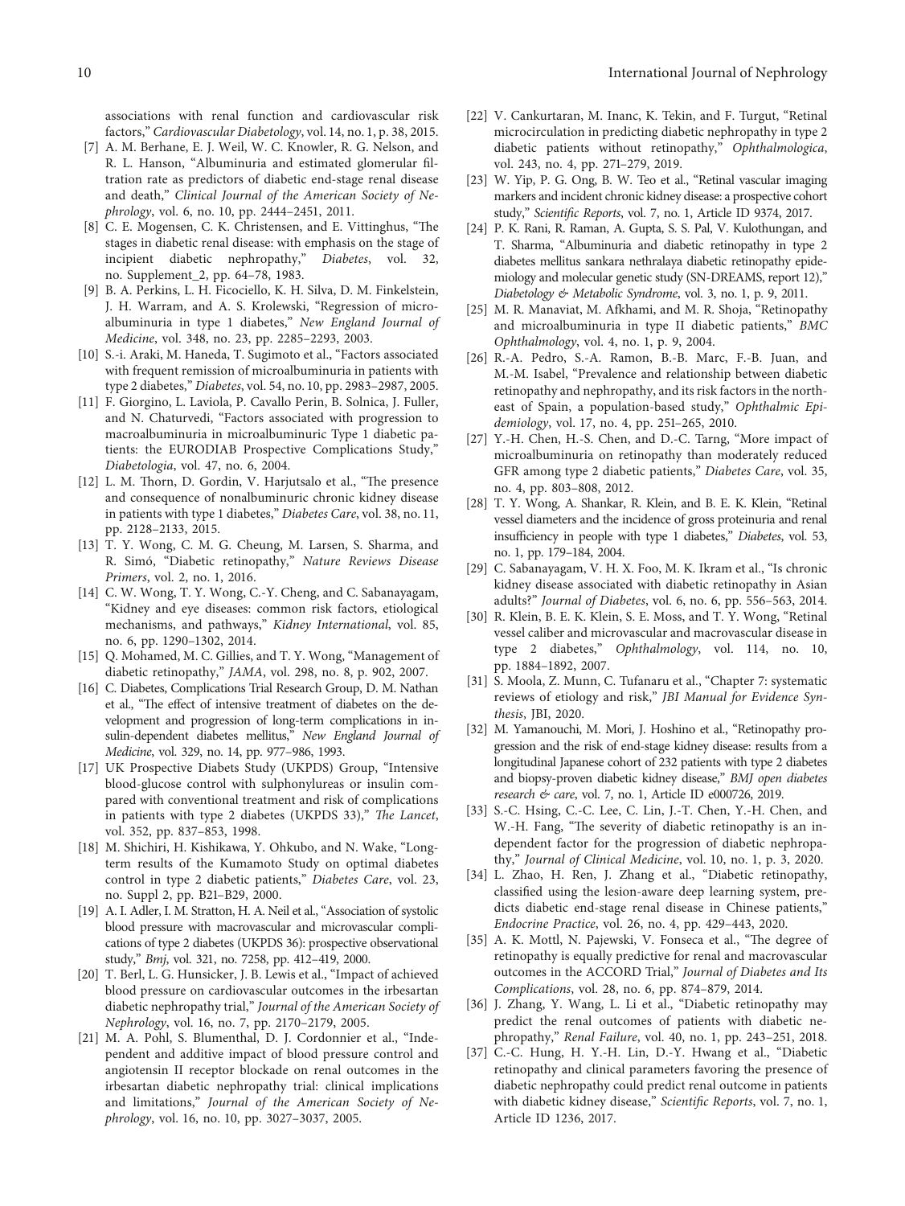associations with renal function and cardiovascular risk factors," *Cardiovascular Diabetology*, vol. 14, no. 1, p. 38, 2015.

[7] A. M. Berhane, E. J. Weil, W. C. Knowler, R. G. Nelson, and R. L. Hanson, "Albuminuria and estimated glomerular filtration rate as predictors of diabetic end-stage renal disease and death," *Clinical Journal of the American Society of Nephrology*, vol. 6, no. 10, pp. 2444–2451, 2011.

[8] C. E. Mogensen, C. K. Christensen, and E. Vittinghus, "The stages in diabetic renal disease: with emphasis on the stage of incipient diabetic nephropathy," *Diabetes*, vol. 32, no. Supplement_2, pp. 64–78, 1983.

[9] B. A. Perkins, L. H. Ficociello, K. H. Silva, D. M. Finkelstein, J. H. Warram, and A. S. Krolewski, "Regression of microalbuminuria in type 1 diabetes," *New England Journal of Medicine*, vol. 348, no. 23, pp. 2285–2293, 2003.

[10] S.-i. Araki, M. Haneda, T. Sugimoto et al., "Factors associated with frequent remission of microalbuminuria in patients with type 2 diabetes," *Diabetes*, vol. 54, no. 10, pp. 2983–2987, 2005.

[11] F. Giorgino, L. Laviola, P. Cavallo Perin, B. Solnica, J. Fuller, and N. Chaturvedi, "Factors associated with progression to macroalbuminuria in microalbuminuric Type 1 diabetic patients: the EURODIAB Prospective Complications Study," *Diabetologia*, vol. 47, no. 6, 2004.

[12] L. M. Thorn, D. Gordin, V. Harjutsalo et al., "The presence and consequence of nonalbuminuric chronic kidney disease in patients with type 1 diabetes," *Diabetes Care*, vol. 38, no. 11, pp. 2128–2133, 2015.

[13] T. Y. Wong, C. M. G. Cheung, M. Larsen, S. Sharma, and R. Simó, "Diabetic retinopathy," *Nature Reviews Disease Primers*, vol. 2, no. 1, 2016.

[14] C. W. Wong, T. Y. Wong, C.-Y. Cheng, and C. Sabanayagam, "Kidney and eye diseases: common risk factors, etiological mechanisms, and pathways," *Kidney International*, vol. 85, no. 6, pp. 1290–1302, 2014.

[15] Q. Mohamed, M. C. Gillies, and T. Y. Wong, "Management of diabetic retinopathy," *JAMA*, vol. 298, no. 8, p. 902, 2007.

[16] C. Diabetes, Complications Trial Research Group, D. M. Nathan et al., "The effect of intensive treatment of diabetes on the development and progression of long-term complications in insulin-dependent diabetes mellitus," *New England Journal of Medicine*, vol. 329, no. 14, pp. 977–986, 1993.

[17] UK Prospective Diabets Study (UKPDS) Group, "Intensive blood-glucose control with sulphonylureas or insulin compared with conventional treatment and risk of complications in patients with type 2 diabetes (UKPDS 33)," *The Lancet*, vol. 352, pp. 837–853, 1998.

[18] M. Shichiri, H. Kishikawa, Y. Ohkubo, and N. Wake, "Long-term results of the Kumamoto Study on optimal diabetes control in type 2 diabetic patients," *Diabetes Care*, vol. 23, no. Suppl 2, pp. B21–B29, 2000.

[19] A. I. Adler, I. M. Stratton, H. A. Neil et al., "Association of systolic blood pressure with macrovascular and microvascular complications of type 2 diabetes (UKPDS 36): prospective observational study," *Bmj*, vol. 321, no. 7258, pp. 412–419, 2000.

[20] T. Berl, L. G. Hunsicker, J. B. Lewis et al., "Impact of achieved blood pressure on cardiovascular outcomes in the irbesartan diabetic nephropathy trial," *Journal of the American Society of Nephrology*, vol. 16, no. 7, pp. 2170–2179, 2005.

[21] M. A. Pohl, S. Blumenthal, D. J. Cordonnier et al., "Independent and additive impact of blood pressure control and angiotensin II receptor blockade on renal outcomes in the irbesartan diabetic nephropathy trial: clinical implications and limitations," *Journal of the American Society of Nephrology*, vol. 16, no. 10, pp. 3027–3037, 2005.

[22] V. Cankurtaran, M. Inanc, K. Tekin, and F. Turgut, "Retinal microcirculation in predicting diabetic nephropathy in type 2 diabetic patients without retinopathy," *Ophthalmologica*, vol. 243, no. 4, pp. 271–279, 2019.

[23] W. Yip, P. G. Ong, B. W. Teo et al., "Retinal vascular imaging markers and incident chronic kidney disease: a prospective cohort study," *Scientific Reports*, vol. 7, no. 1, Article ID 9374, 2017.

[24] P. K. Rani, R. Raman, A. Gupta, S. S. Pal, V. Kulothungan, and T. Sharma, "Albuminuria and diabetic retinopathy in type 2 diabetes mellitus sankara nethralaya diabetic retinopathy epidemiology and molecular genetic study (SN-DREAMS, report 12)," *Diabetology & Metabolic Syndrome*, vol. 3, no. 1, p. 9, 2011.

[25] M. R. Manaviat, M. Afkhami, and M. R. Shoja, "Retinopathy and microalbuminuria in type II diabetic patients," *BMC Ophthalmology*, vol. 4, no. 1, p. 9, 2004.

[26] R.-A. Pedro, S.-A. Ramon, B.-B. Marc, F.-B. Juan, and M.-M. Isabel, "Prevalence and relationship between diabetic retinopathy and nephropathy, and its risk factors in the north-east of Spain, a population-based study," *Ophthalmic Epidemiology*, vol. 17, no. 4, pp. 251–265, 2010.

[27] Y.-H. Chen, H.-S. Chen, and D.-C. Tarng, "More impact of microalbuminuria on retinopathy than moderately reduced GFR among type 2 diabetic patients," *Diabetes Care*, vol. 35, no. 4, pp. 803–808, 2012.

[28] T. Y. Wong, A. Shankar, R. Klein, and B. E. K. Klein, "Retinal vessel diameters and the incidence of gross proteinuria and renal insufficiency in people with type 1 diabetes," *Diabetes*, vol. 53, no. 1, pp. 179–184, 2004.

[29] C. Sabanayagam, V. H. X. Foo, M. K. Ikram et al., "Is chronic kidney disease associated with diabetic retinopathy in Asian adults?" *Journal of Diabetes*, vol. 6, no. 6, pp. 556–563, 2014.

[30] R. Klein, B. E. K. Klein, S. E. Moss, and T. Y. Wong, "Retinal vessel caliber and microvascular and macrovascular disease in type 2 diabetes," *Ophthalmology*, vol. 114, no. 10, pp. 1884–1892, 2007.

[31] S. Moola, Z. Munn, C. Tufanaru et al., "Chapter 7: systematic reviews of etiology and risk," *JBI Manual for Evidence Synthesis*, JBI, 2020.

[32] M. Yamanouchi, M. Mori, J. Hoshino et al., "Retinopathy progression and the risk of end-stage kidney disease: results from a longitudinal Japanese cohort of 232 patients with type 2 diabetes and biopsy-proven diabetic kidney disease," *BMJ open diabetes research & care*, vol. 7, no. 1, Article ID e000726, 2019.

[33] S.-C. Hsing, C.-C. Lee, C. Lin, J.-T. Chen, Y.-H. Chen, and W.-H. Fang, "The severity of diabetic retinopathy is an independent factor for the progression of diabetic nephropathy," *Journal of Clinical Medicine*, vol. 10, no. 1, p. 3, 2020.

[34] L. Zhao, H. Ren, J. Zhang et al., "Diabetic retinopathy, classified using the lesion-aware deep learning system, predicts diabetic end-stage renal disease in Chinese patients," *Endocrine Practice*, vol. 26, no. 4, pp. 429–443, 2020.

[35] A. K. Mottl, N. Pajewski, V. Fonseca et al., "The degree of retinopathy is equally predictive for renal and macrovascular outcomes in the ACCORD Trial," *Journal of Diabetes and Its Complications*, vol. 28, no. 6, pp. 874–879, 2014.

[36] J. Zhang, Y. Wang, L. Li et al., "Diabetic retinopathy may predict the renal outcomes of patients with diabetic nephropathy," *Renal Failure*, vol. 40, no. 1, pp. 243–251, 2018.

[37] C.-C. Hung, H. Y.-H. Lin, D.-Y. Hwang et al., "Diabetic retinopathy and clinical parameters favoring the presence of diabetic nephropathy could predict renal outcome in patients with diabetic kidney disease," *Scientific Reports*, vol. 7, no. 1, Article ID 1236, 2017.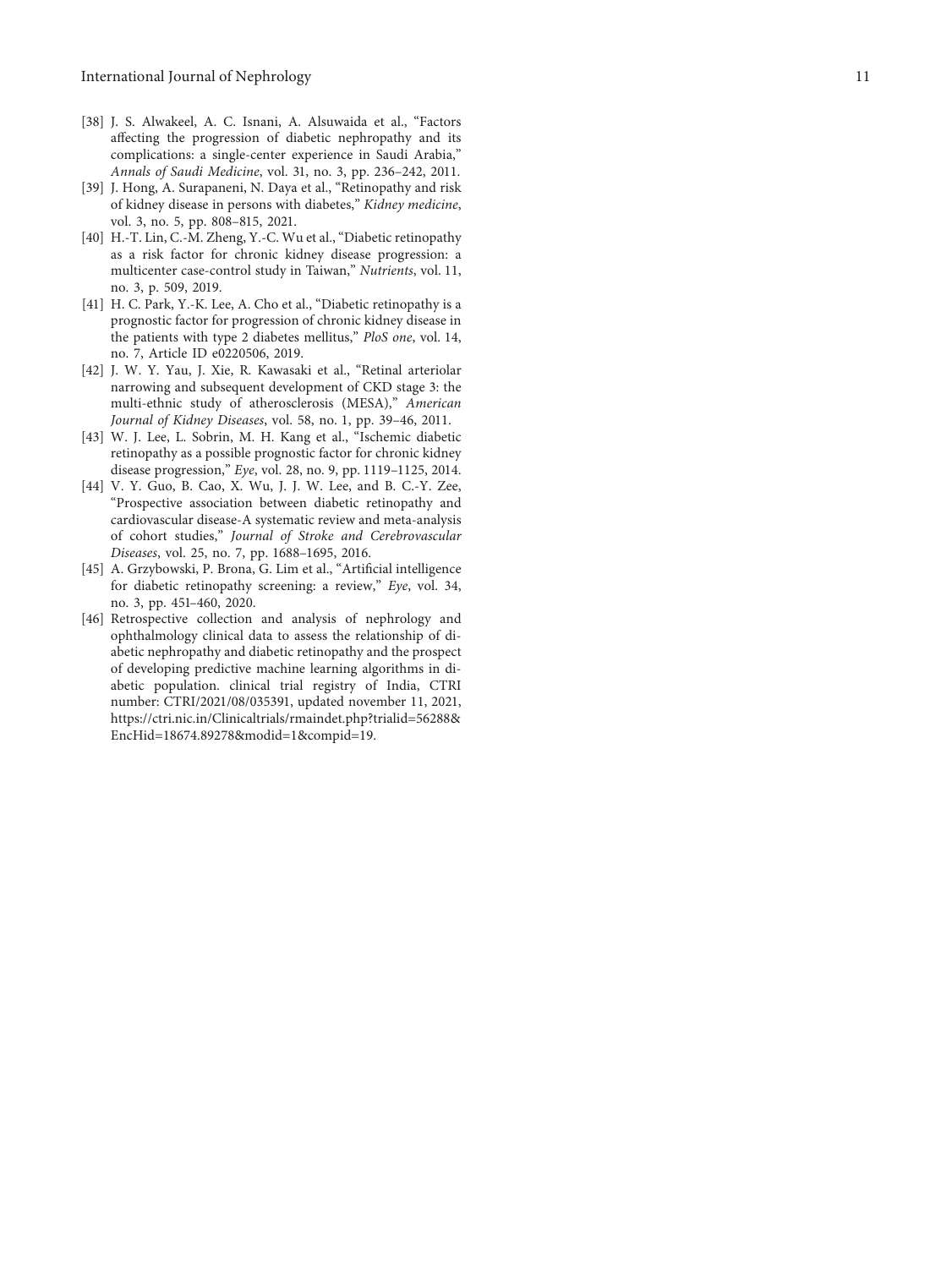[38] J. S. Alwakeel, A. C. Isnani, A. Alsuwaida et al., "Factors affecting the progression of diabetic nephropathy and its complications: a single-center experience in Saudi Arabia," *Annals of Saudi Medicine*, vol. 31, no. 3, pp. 236–242, 2011.

[39] J. Hong, A. Surapaneni, N. Daya et al., "Retinopathy and risk of kidney disease in persons with diabetes," *Kidney medicine*, vol. 3, no. 5, pp. 808–815, 2021.

[40] H.-T. Lin, C.-M. Zheng, Y.-C. Wu et al., "Diabetic retinopathy as a risk factor for chronic kidney disease progression: a multicenter case-control study in Taiwan," *Nutrients*, vol. 11, no. 3, p. 509, 2019.

[41] H. C. Park, Y.-K. Lee, A. Cho et al., "Diabetic retinopathy is a prognostic factor for progression of chronic kidney disease in the patients with type 2 diabetes mellitus," *PloS one*, vol. 14, no. 7, Article ID e0220506, 2019.

[42] J. W. Y. Yau, J. Xie, R. Kawasaki et al., "Retinal arteriolar narrowing and subsequent development of CKD stage 3: the multi-ethnic study of atherosclerosis (MESA)," *American Journal of Kidney Diseases*, vol. 58, no. 1, pp. 39–46, 2011.

[43] W. J. Lee, L. Sobrin, M. H. Kang et al., "Ischemic diabetic retinopathy as a possible prognostic factor for chronic kidney disease progression," *Eye*, vol. 28, no. 9, pp. 1119–1125, 2014.

[44] V. Y. Guo, B. Cao, X. Wu, J. J. W. Lee, and B. C.-Y. Zee, "Prospective association between diabetic retinopathy and cardiovascular disease-A systematic review and meta-analysis of cohort studies," *Journal of Stroke and Cerebrovascular Diseases*, vol. 25, no. 7, pp. 1688–1695, 2016.

[45] A. Grzybowski, P. Brona, G. Lim et al., "Artificial intelligence for diabetic retinopathy screening: a review," *Eye*, vol. 34, no. 3, pp. 451–460, 2020.

[46] Retrospective collection and analysis of nephrology and ophthalmology clinical data to assess the relationship of diabetic nephropathy and diabetic retinopathy and the prospect of developing predictive machine learning algorithms in diabetic population. clinical trial registry of India, CTRI number: CTRI/2021/08/035391, updated november 11, 2021, https://ctri.nic.in/Clinicaltrials/rmaindet.php?trialid=56288&EncHid=18674.89278&modid=1&compid=19.